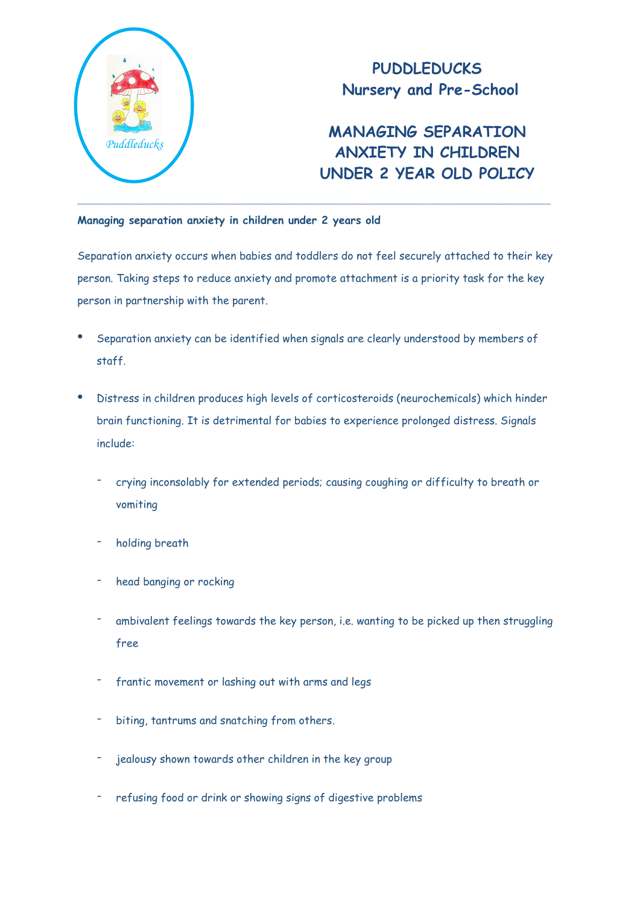# PUDDLEDUCKS
## Nursery and Pre-School

# MANAGING SEPARATION ANXIETY IN CHILDREN UNDER 2 YEAR OLD POLICY

---

**Managing separation anxiety in children under 2 years old**

Separation anxiety occurs when babies and toddlers do not feel securely attached to their key person. Taking steps to reduce anxiety and promote attachment is a priority task for the key person in partnership with the parent.

- Separation anxiety can be identified when signals are clearly understood by members of staff.
- Distress in children produces high levels of corticosteroids (neurochemicals) which hinder brain functioning. It is detrimental for babies to experience prolonged distress. Signals include:
  - crying inconsolably for extended periods; causing coughing or difficulty to breath or vomiting
  - holding breath
  - head banging or rocking
  - ambivalent feelings towards the key person, i.e. wanting to be picked up then struggling free
  - frantic movement or lashing out with arms and legs
  - biting, tantrums and snatching from others.
  - jealousy shown towards other children in the key group
  - refusing food or drink or showing signs of digestive problems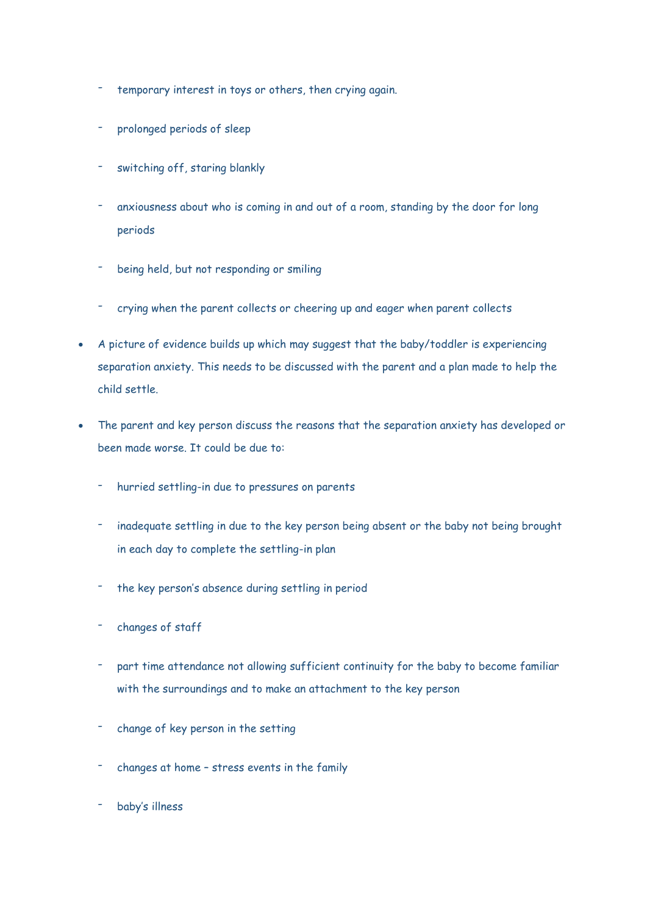- temporary interest in toys or others, then crying again.
  - prolonged periods of sleep
  - switching off, staring blankly
  - anxiousness about who is coming in and out of a room, standing by the door for long periods
  - being held, but not responding or smiling
  - crying when the parent collects or cheering up and eager when parent collects

- A picture of evidence builds up which may suggest that the baby/toddler is experiencing separation anxiety. This needs to be discussed with the parent and a plan made to help the child settle.

- The parent and key person discuss the reasons that the separation anxiety has developed or been made worse. It could be due to:
  - hurried settling-in due to pressures on parents
  - inadequate settling in due to the key person being absent or the baby not being brought in each day to complete the settling-in plan
  - the key person's absence during settling in period
  - changes of staff
  - part time attendance not allowing sufficient continuity for the baby to become familiar with the surroundings and to make an attachment to the key person
  - change of key person in the setting
  - changes at home – stress events in the family
  - baby's illness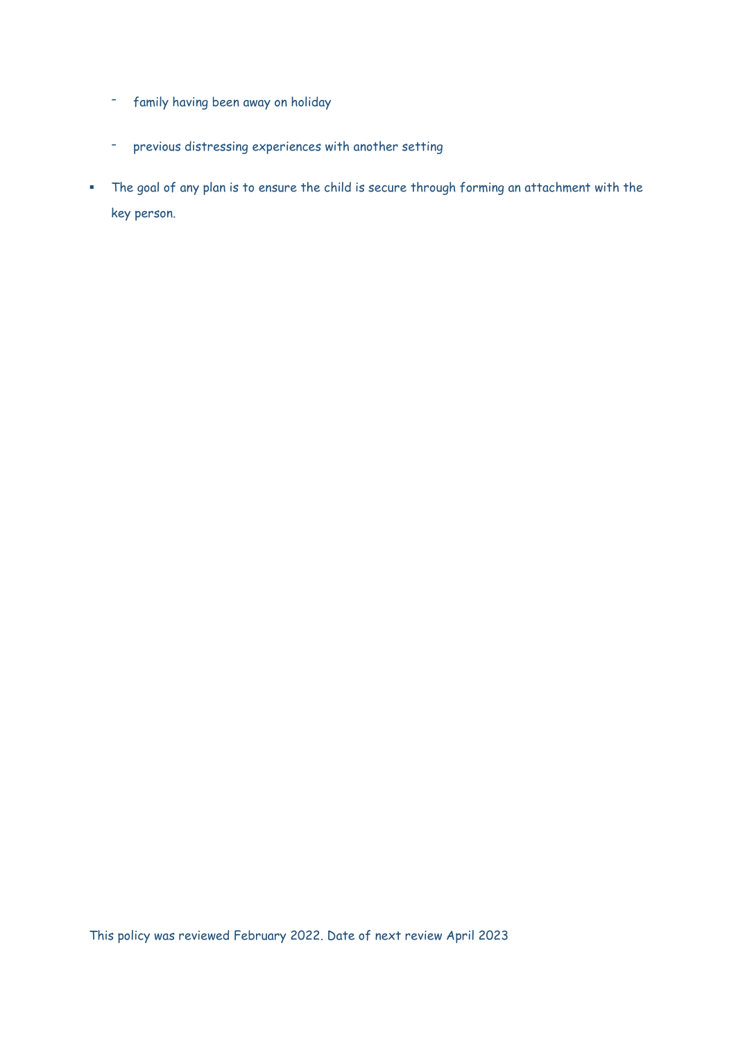- family having been away on holiday

  - previous distressing experiences with another setting

- The goal of any plan is to ensure the child is secure through forming an attachment with the key person.

This policy was reviewed February 2022. Date of next review April 2023